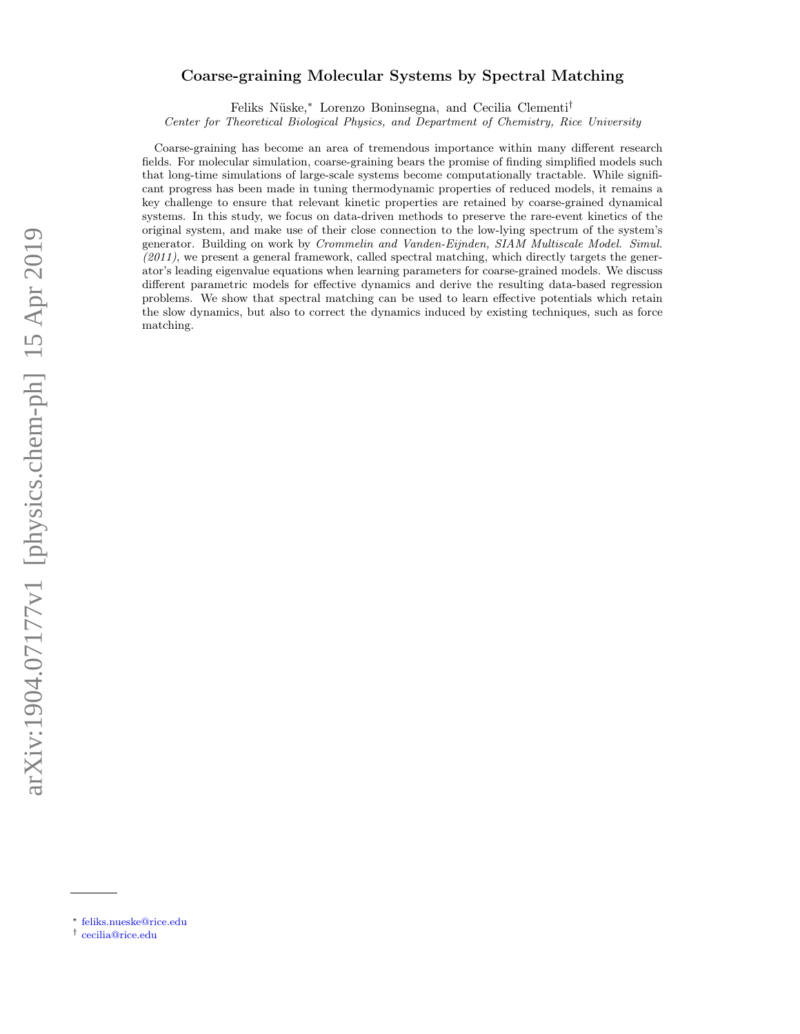# Coarse-graining Molecular Systems by Spectral Matching

Feliks Nüske,* Lorenzo Boninsegna, and Cecilia Clementi†

*Center for Theoretical Biological Physics, and Department of Chemistry, Rice University*

Coarse-graining has become an area of tremendous importance within many different research fields. For molecular simulation, coarse-graining bears the promise of finding simplified models such that long-time simulations of large-scale systems become computationally tractable. While significant progress has been made in tuning thermodynamic properties of reduced models, it remains a key challenge to ensure that relevant kinetic properties are retained by coarse-grained dynamical systems. In this study, we focus on data-driven methods to preserve the rare-event kinetics of the original system, and make use of their close connection to the low-lying spectrum of the system's generator. Building on work by *Crommelin and Vanden-Eijnden, SIAM Multiscale Model. Simul. (2011)*, we present a general framework, called spectral matching, which directly targets the generator's leading eigenvalue equations when learning parameters for coarse-grained models. We discuss different parametric models for effective dynamics and derive the resulting data-based regression problems. We show that spectral matching can be used to learn effective potentials which retain the slow dynamics, but also to correct the dynamics induced by existing techniques, such as force matching.

* feliks.nueske@rice.edu
† cecilia@rice.edu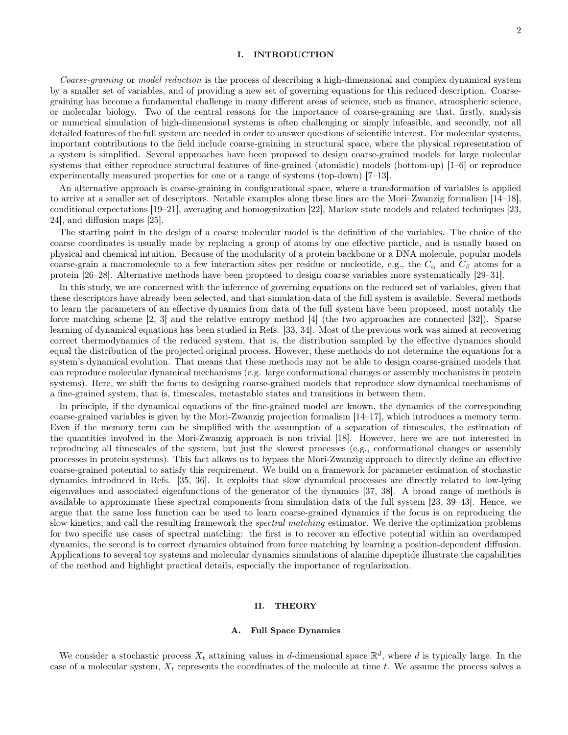## I. INTRODUCTION

*Coarse-graining* or *model reduction* is the process of describing a high-dimensional and complex dynamical system by a smaller set of variables, and of providing a new set of governing equations for this reduced description. Coarse-graining has become a fundamental challenge in many different areas of science, such as finance, atmospheric science, or molecular biology. Two of the central reasons for the importance of coarse-graining are that, firstly, analysis or numerical simulation of high-dimensional systems is often challenging or simply infeasible, and secondly, not all detailed features of the full system are needed in order to answer questions of scientific interest. For molecular systems, important contributions to the field include coarse-graining in structural space, where the physical representation of a system is simplified. Several approaches have been proposed to design coarse-grained models for large molecular systems that either reproduce structural features of fine-grained (atomistic) models (bottom-up) [1–6] or reproduce experimentally measured properties for one or a range of systems (top-down) [7–13].

An alternative approach is coarse-graining in configurational space, where a transformation of variables is applied to arrive at a smaller set of descriptors. Notable examples along these lines are the Mori–Zwanzig formalism [14–18], conditional expectations [19–21], averaging and homogenization [22], Markov state models and related techniques [23, 24], and diffusion maps [25].

The starting point in the design of a coarse molecular model is the definition of the variables. The choice of the coarse coordinates is usually made by replacing a group of atoms by one effective particle, and is usually based on physical and chemical intuition. Because of the modularity of a protein backbone or a DNA molecule, popular models coarse-grain a macromolecule to a few interaction sites per residue or nucleotide, e.g., the $C_\alpha$ and $C_\beta$ atoms for a protein [26–28]. Alternative methods have been proposed to design coarse variables more systematically [29–31].

In this study, we are concerned with the inference of governing equations on the reduced set of variables, given that these descriptors have already been selected, and that simulation data of the full system is available. Several methods to learn the parameters of an effective dynamics from data of the full system have been proposed, most notably the force matching scheme [2, 3] and the relative entropy method [4] (the two approaches are connected [32]). Sparse learning of dynamical equations has been studied in Refs. [33, 34]. Most of the previous work was aimed at recovering correct thermodynamics of the reduced system, that is, the distribution sampled by the effective dynamics should equal the distribution of the projected original process. However, these methods do not determine the equations for a system's dynamical evolution. That means that these methods may not be able to design coarse-grained models that can reproduce molecular dynamical mechanisms (e.g. large conformational changes or assembly mechanisms in protein systems). Here, we shift the focus to designing coarse-grained models that reproduce slow dynamical mechanisms of a fine-grained system, that is, timescales, metastable states and transitions in between them.

In principle, if the dynamical equations of the fine-grained model are known, the dynamics of the corresponding coarse-grained variables is given by the Mori-Zwanzig projection formalism [14–17], which introduces a memory term. Even if the memory term can be simplified with the assumption of a separation of timescales, the estimation of the quantities involved in the Mori-Zwanzig approach is non trivial [18]. However, here we are not interested in reproducing all timescales of the system, but just the slowest processes (e.g., conformational changes or assembly processes in protein systems). This fact allows us to bypass the Mori-Zwanzig approach to directly define an effective coarse-grained potential to satisfy this requirement. We build on a framework for parameter estimation of stochastic dynamics introduced in Refs. [35, 36]. It exploits that slow dynamical processes are directly related to low-lying eigenvalues and associated eigenfunctions of the generator of the dynamics [37, 38]. A broad range of methods is available to approximate these spectral components from simulation data of the full system [23, 39–43]. Hence, we argue that the same loss function can be used to learn coarse-grained dynamics if the focus is on reproducing the slow kinetics, and call the resulting framework the *spectral matching* estimator. We derive the optimization problems for two specific use cases of spectral matching: the first is to recover an effective potential within an overdamped dynamics, the second is to correct dynamics obtained from force matching by learning a position-dependent diffusion. Applications to several toy systems and molecular dynamics simulations of alanine dipeptide illustrate the capabilities of the method and highlight practical details, especially the importance of regularization.

## II. THEORY

### A. Full Space Dynamics

We consider a stochastic process $X_t$ attaining values in $d$-dimensional space $\mathbb{R}^d$, where $d$ is typically large. In the case of a molecular system, $X_t$ represents the coordinates of the molecule at time $t$. We assume the process solves a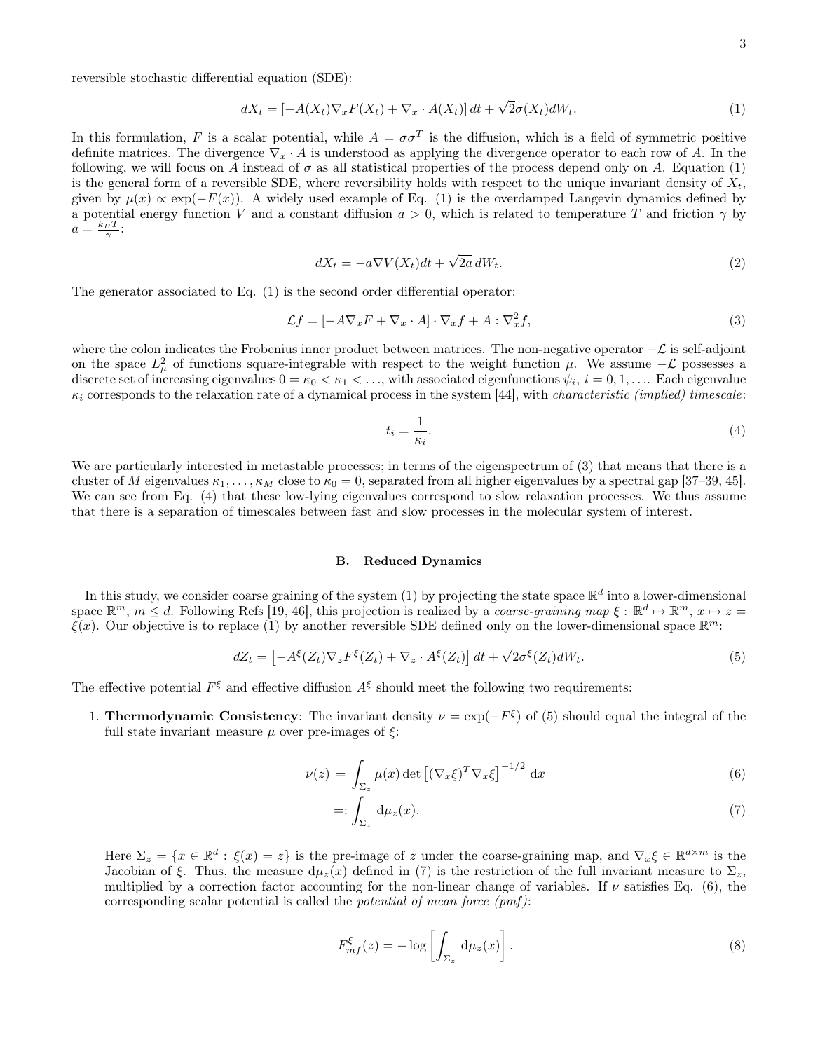reversible stochastic differential equation (SDE):

$$dX_t = \left[-A(X_t)\nabla_x F(X_t) + \nabla_x \cdot A(X_t)\right] dt + \sqrt{2}\sigma(X_t) dW_t. \tag{1}$$

In this formulation, $F$ is a scalar potential, while $A = \sigma\sigma^T$ is the diffusion, which is a field of symmetric positive definite matrices. The divergence $\nabla_x \cdot A$ is understood as applying the divergence operator to each row of $A$. In the following, we will focus on $A$ instead of $\sigma$ as all statistical properties of the process depend only on $A$. Equation (1) is the general form of a reversible SDE, where reversibility holds with respect to the unique invariant density of $X_t$, given by $\mu(x) \propto \exp(-F(x))$. A widely used example of Eq. (1) is the overdamped Langevin dynamics defined by a potential energy function $V$ and a constant diffusion $a > 0$, which is related to temperature $T$ and friction $\gamma$ by $a = \frac{k_B T}{\gamma}$:

$$dX_t = -a\nabla V(X_t)dt + \sqrt{2a}\, dW_t. \tag{2}$$

The generator associated to Eq. (1) is the second order differential operator:

$$\mathcal{L}f = \left[-A\nabla_x F + \nabla_x \cdot A\right] \cdot \nabla_x f + A : \nabla_x^2 f, \tag{3}$$

where the colon indicates the Frobenius inner product between matrices. The non-negative operator $-\mathcal{L}$ is self-adjoint on the space $L^2_\mu$ of functions square-integrable with respect to the weight function $\mu$. We assume $-\mathcal{L}$ possesses a discrete set of increasing eigenvalues $0 = \kappa_0 < \kappa_1 < \ldots$, with associated eigenfunctions $\psi_i$, $i = 0, 1, \ldots$. Each eigenvalue $\kappa_i$ corresponds to the relaxation rate of a dynamical process in the system [44], with *characteristic (implied) timescale*:

$$t_i = \frac{1}{\kappa_i}. \tag{4}$$

We are particularly interested in metastable processes; in terms of the eigenspectrum of (3) that means that there is a cluster of $M$ eigenvalues $\kappa_1, \ldots, \kappa_M$ close to $\kappa_0 = 0$, separated from all higher eigenvalues by a spectral gap [37–39, 45]. We can see from Eq. (4) that these low-lying eigenvalues correspond to slow relaxation processes. We thus assume that there is a separation of timescales between fast and slow processes in the molecular system of interest.

### B. Reduced Dynamics

In this study, we consider coarse graining of the system (1) by projecting the state space $\mathbb{R}^d$ into a lower-dimensional space $\mathbb{R}^m$, $m \leq d$. Following Refs [19, 46], this projection is realized by a *coarse-graining map* $\xi : \mathbb{R}^d \mapsto \mathbb{R}^m$, $x \mapsto z = \xi(x)$. Our objective is to replace (1) by another reversible SDE defined only on the lower-dimensional space $\mathbb{R}^m$:

$$dZ_t = \left[-A^\xi(Z_t)\nabla_z F^\xi(Z_t) + \nabla_z \cdot A^\xi(Z_t)\right] dt + \sqrt{2}\sigma^\xi(Z_t) dW_t. \tag{5}$$

The effective potential $F^\xi$ and effective diffusion $A^\xi$ should meet the following two requirements:

1. **Thermodynamic Consistency**: The invariant density $\nu = \exp(-F^\xi)$ of (5) should equal the integral of the full state invariant measure $\mu$ over pre-images of $\xi$:

$$\nu(z) = \int_{\Sigma_z} \mu(x) \det\left[(\nabla_x \xi)^T \nabla_x \xi\right]^{-1/2} \mathrm{d}x \tag{6}$$

$$=: \int_{\Sigma_z} \mathrm{d}\mu_z(x). \tag{7}$$

   Here $\Sigma_z = \{x \in \mathbb{R}^d : \xi(x) = z\}$ is the pre-image of $z$ under the coarse-graining map, and $\nabla_x \xi \in \mathbb{R}^{d\times m}$ is the Jacobian of $\xi$. Thus, the measure $\mathrm{d}\mu_z(x)$ defined in (7) is the restriction of the full invariant measure to $\Sigma_z$, multiplied by a correction factor accounting for the non-linear change of variables. If $\nu$ satisfies Eq. (6), the corresponding scalar potential is called the *potential of mean force (pmf)*:

$$F^\xi_{mf}(z) = -\log\left[\int_{\Sigma_z} \mathrm{d}\mu_z(x)\right]. \tag{8}$$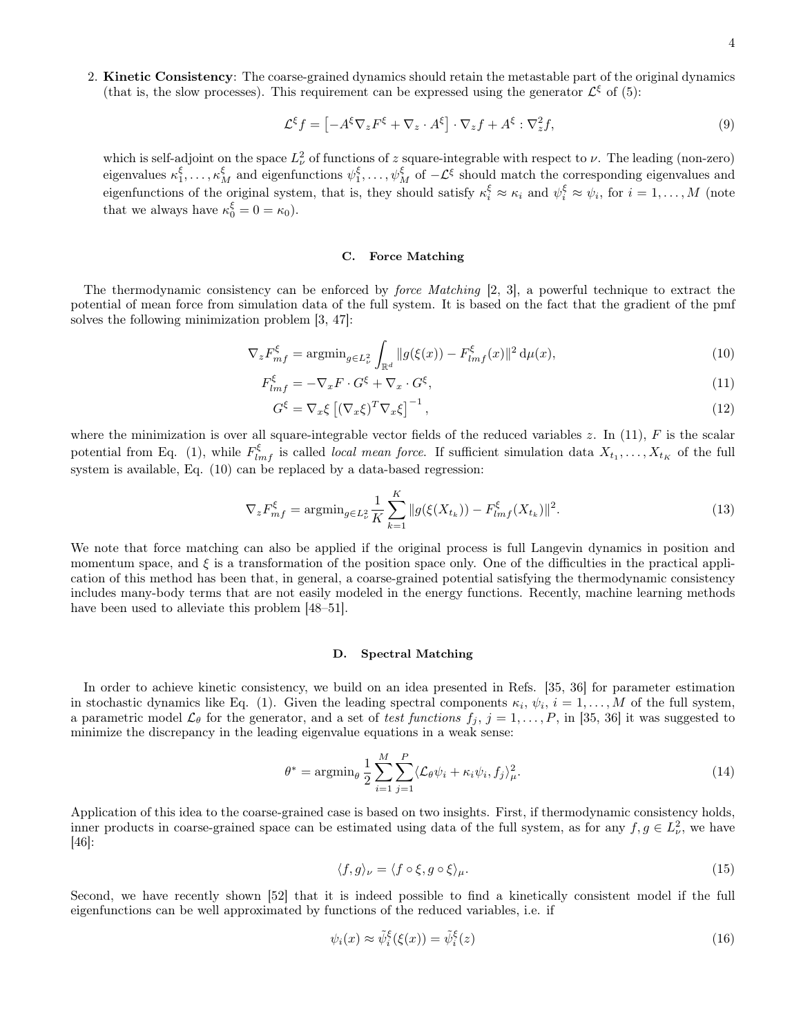2. **Kinetic Consistency**: The coarse-grained dynamics should retain the metastable part of the original dynamics (that is, the slow processes). This requirement can be expressed using the generator $\mathcal{L}^\xi$ of (5):

$$\mathcal{L}^\xi f = \left[-A^\xi \nabla_z F^\xi + \nabla_z \cdot A^\xi\right] \cdot \nabla_z f + A^\xi : \nabla_z^2 f, \tag{9}$$

which is self-adjoint on the space $L^2_\nu$ of functions of $z$ square-integrable with respect to $\nu$. The leading (non-zero) eigenvalues $\kappa_1^\xi, \ldots, \kappa_M^\xi$ and eigenfunctions $\psi_1^\xi, \ldots, \psi_M^\xi$ of $-\mathcal{L}^\xi$ should match the corresponding eigenvalues and eigenfunctions of the original system, that is, they should satisfy $\kappa_i^\xi \approx \kappa_i$ and $\psi_i^\xi \approx \psi_i$, for $i = 1, \ldots, M$ (note that we always have $\kappa_0^\xi = 0 = \kappa_0$).

### C. Force Matching

The thermodynamic consistency can be enforced by *force Matching* [2, 3], a powerful technique to extract the potential of mean force from simulation data of the full system. It is based on the fact that the gradient of the pmf solves the following minimization problem [3, 47]:

$$\nabla_z F^\xi_{mf} = \mathrm{argmin}_{g \in L^2_\nu} \int_{\mathbb{R}^d} \|g(\xi(x)) - F^\xi_{lmf}(x)\|^2 \,\mathrm{d}\mu(x), \tag{10}$$

$$F^\xi_{lmf} = -\nabla_x F \cdot G^\xi + \nabla_x \cdot G^\xi, \tag{11}$$

$$G^\xi = \nabla_x \xi \left[(\nabla_x \xi)^T \nabla_x \xi\right]^{-1}, \tag{12}$$

where the minimization is over all square-integrable vector fields of the reduced variables $z$. In (11), $F$ is the scalar potential from Eq. (1), while $F^\xi_{lmf}$ is called *local mean force*. If sufficient simulation data $X_{t_1}, \ldots, X_{t_K}$ of the full system is available, Eq. (10) can be replaced by a data-based regression:

$$\nabla_z F^\xi_{mf} = \mathrm{argmin}_{g \in L^2_\nu} \frac{1}{K} \sum_{k=1}^{K} \|g(\xi(X_{t_k})) - F^\xi_{lmf}(X_{t_k})\|^2. \tag{13}$$

We note that force matching can also be applied if the original process is full Langevin dynamics in position and momentum space, and $\xi$ is a transformation of the position space only. One of the difficulties in the practical application of this method has been that, in general, a coarse-grained potential satisfying the thermodynamic consistency includes many-body terms that are not easily modeled in the energy functions. Recently, machine learning methods have been used to alleviate this problem [48–51].

### D. Spectral Matching

In order to achieve kinetic consistency, we build on an idea presented in Refs. [35, 36] for parameter estimation in stochastic dynamics like Eq. (1). Given the leading spectral components $\kappa_i$, $\psi_i$, $i = 1, \ldots, M$ of the full system, a parametric model $\mathcal{L}_\theta$ for the generator, and a set of *test functions* $f_j$, $j = 1, \ldots, P$, in [35, 36] it was suggested to minimize the discrepancy in the leading eigenvalue equations in a weak sense:

$$\theta^* = \mathrm{argmin}_\theta \frac{1}{2} \sum_{i=1}^{M} \sum_{j=1}^{P} \langle \mathcal{L}_\theta \psi_i + \kappa_i \psi_i, f_j \rangle_\mu^2. \tag{14}$$

Application of this idea to the coarse-grained case is based on two insights. First, if thermodynamic consistency holds, inner products in coarse-grained space can be estimated using data of the full system, as for any $f, g \in L^2_\nu$, we have [46]:

$$\langle f, g \rangle_\nu = \langle f \circ \xi, g \circ \xi \rangle_\mu. \tag{15}$$

Second, we have recently shown [52] that it is indeed possible to find a kinetically consistent model if the full eigenfunctions can be well approximated by functions of the reduced variables, i.e. if

$$\psi_i(x) \approx \tilde{\psi}_i^\xi(\xi(x)) = \tilde{\psi}_i^\xi(z) \tag{16}$$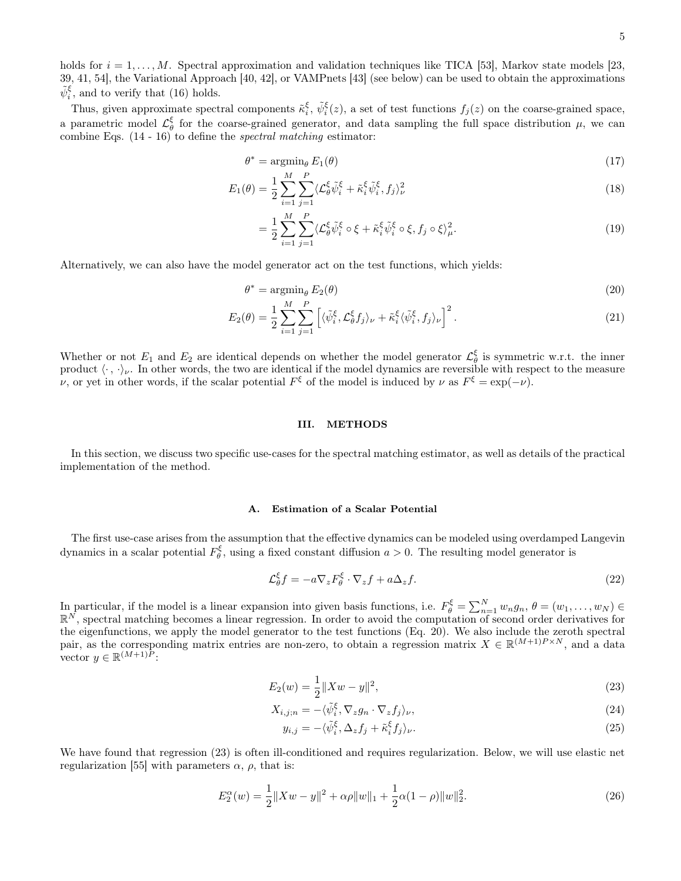holds for $i = 1, \ldots, M$. Spectral approximation and validation techniques like TICA [53], Markov state models [23, 39, 41, 54], the Variational Approach [40, 42], or VAMPnets [43] (see below) can be used to obtain the approximations $\tilde{\psi}_i^\xi$, and to verify that (16) holds.

Thus, given approximate spectral components $\tilde{\kappa}_i^\xi$, $\tilde{\psi}_i^\xi(z)$, a set of test functions $f_j(z)$ on the coarse-grained space, a parametric model $\mathcal{L}_\theta^\xi$ for the coarse-grained generator, and data sampling the full space distribution $\mu$, we can combine Eqs. (14 - 16) to define the *spectral matching* estimator:

$$\theta^* = \mathrm{argmin}_\theta \, E_1(\theta) \tag{17}$$

$$E_1(\theta) = \frac{1}{2}\sum_{i=1}^{M}\sum_{j=1}^{P} \langle \mathcal{L}_\theta^\xi \tilde{\psi}_i^\xi + \tilde{\kappa}_i^\xi \tilde{\psi}_i^\xi, f_j \rangle_\nu^2 \tag{18}$$

$$= \frac{1}{2}\sum_{i=1}^{M}\sum_{j=1}^{P} \langle \mathcal{L}_\theta^\xi \tilde{\psi}_i^\xi \circ \xi + \tilde{\kappa}_i^\xi \tilde{\psi}_i^\xi \circ \xi, f_j \circ \xi \rangle_\mu^2. \tag{19}$$

Alternatively, we can also have the model generator act on the test functions, which yields:

$$\theta^* = \mathrm{argmin}_\theta \, E_2(\theta) \tag{20}$$

$$E_2(\theta) = \frac{1}{2}\sum_{i=1}^{M}\sum_{j=1}^{P} \left[ \langle \tilde{\psi}_i^\xi, \mathcal{L}_\theta^\xi f_j \rangle_\nu + \tilde{\kappa}_i^\xi \langle \tilde{\psi}_i^\xi, f_j \rangle_\nu \right]^2. \tag{21}$$

Whether or not $E_1$ and $E_2$ are identical depends on whether the model generator $\mathcal{L}_\theta^\xi$ is symmetric w.r.t. the inner product $\langle \cdot, \cdot \rangle_\nu$. In other words, the two are identical if the model dynamics are reversible with respect to the measure $\nu$, or yet in other words, if the scalar potential $F^\xi$ of the model is induced by $\nu$ as $F^\xi = \exp(-\nu)$.

## III. METHODS

In this section, we discuss two specific use-cases for the spectral matching estimator, as well as details of the practical implementation of the method.

### A. Estimation of a Scalar Potential

The first use-case arises from the assumption that the effective dynamics can be modeled using overdamped Langevin dynamics in a scalar potential $F_\theta^\xi$, using a fixed constant diffusion $a > 0$. The resulting model generator is

$$\mathcal{L}_\theta^\xi f = -a \nabla_z F_\theta^\xi \cdot \nabla_z f + a \Delta_z f. \tag{22}$$

In particular, if the model is a linear expansion into given basis functions, i.e. $F_\theta^\xi = \sum_{n=1}^N w_n g_n$, $\theta = (w_1, \ldots, w_N) \in \mathbb{R}^N$, spectral matching becomes a linear regression. In order to avoid the computation of second order derivatives for the eigenfunctions, we apply the model generator to the test functions (Eq. 20). We also include the zeroth spectral pair, as the corresponding matrix entries are non-zero, to obtain a regression matrix $X \in \mathbb{R}^{(M+1)P \times N}$, and a data vector $y \in \mathbb{R}^{(M+1)P}$:

$$E_2(w) = \frac{1}{2}\|Xw - y\|^2, \tag{23}$$

$$X_{i,j;n} = -\langle \tilde{\psi}_i^\xi, \nabla_z g_n \cdot \nabla_z f_j \rangle_\nu, \tag{24}$$

$$y_{i,j} = -\langle \tilde{\psi}_i^\xi, \Delta_z f_j + \tilde{\kappa}_i^\xi f_j \rangle_\nu. \tag{25}$$

We have found that regression (23) is often ill-conditioned and requires regularization. Below, we will use elastic net regularization [55] with parameters $\alpha$, $\rho$, that is:

$$E_2^\alpha(w) = \frac{1}{2}\|Xw - y\|^2 + \alpha\rho\|w\|_1 + \frac{1}{2}\alpha(1-\rho)\|w\|_2^2. \tag{26}$$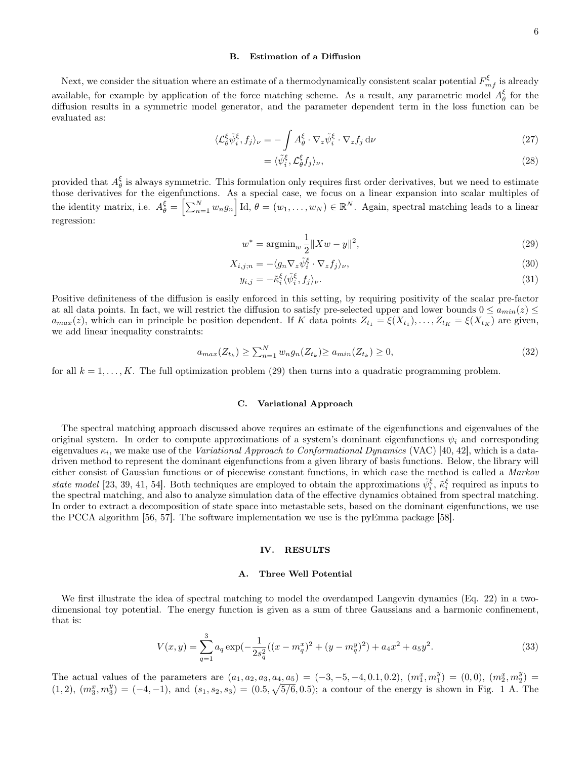### B. Estimation of a Diffusion

Next, we consider the situation where an estimate of a thermodynamically consistent scalar potential $F^\xi_{mf}$ is already available, for example by application of the force matching scheme. As a result, any parametric model $A^\xi_\theta$ for the diffusion results in a symmetric model generator, and the parameter dependent term in the loss function can be evaluated as:

$$\langle \mathcal{L}^\xi_\theta \tilde{\psi}^\xi_i, f_j \rangle_\nu = -\int A^\xi_\theta \cdot \nabla_z \tilde{\psi}^\xi_i \cdot \nabla_z f_j \, \mathrm{d}\nu \tag{27}$$

$$= \langle \tilde{\psi}^\xi_i, \mathcal{L}^\xi_\theta f_j \rangle_\nu, \tag{28}$$

provided that $A^\xi_\theta$ is always symmetric. This formulation only requires first order derivatives, but we need to estimate those derivatives for the eigenfunctions. As a special case, we focus on a linear expansion into scalar multiples of the identity matrix, i.e. $A^\xi_\theta = \left[\sum_{n=1}^N w_n g_n\right] \mathrm{Id}$, $\theta = (w_1, \ldots, w_N) \in \mathbb{R}^N$. Again, spectral matching leads to a linear regression:

$$w^* = \mathrm{argmin}_w \frac{1}{2} \|Xw - y\|^2, \tag{29}$$

$$X_{i,j;n} = -\langle g_n \nabla_z \tilde{\psi}^\xi_i \cdot \nabla_z f_j \rangle_\nu, \tag{30}$$

$$y_{i,j} = -\tilde{\kappa}^\xi_i \langle \tilde{\psi}^\xi_i, f_j \rangle_\nu. \tag{31}$$

Positive definiteness of the diffusion is easily enforced in this setting, by requiring positivity of the scalar pre-factor at all data points. In fact, we will restrict the diffusion to satisfy pre-selected upper and lower bounds $0 \leq a_{min}(z) \leq a_{max}(z)$, which can in principle be position dependent. If $K$ data points $Z_{t_1} = \xi(X_{t_1}), \ldots, Z_{t_K} = \xi(X_{t_K})$ are given, we add linear inequality constraints:

$$a_{max}(Z_{t_k}) \geq \textstyle\sum_{n=1}^N w_n g_n(Z_{t_k}) \geq a_{min}(Z_{t_k}) \geq 0, \tag{32}$$

for all $k = 1, \ldots, K$. The full optimization problem (29) then turns into a quadratic programming problem.

### C. Variational Approach

The spectral matching approach discussed above requires an estimate of the eigenfunctions and eigenvalues of the original system. In order to compute approximations of a system's dominant eigenfunctions $\psi_i$ and corresponding eigenvalues $\kappa_i$, we make use of the *Variational Approach to Conformational Dynamics* (VAC) [40, 42], which is a data-driven method to represent the dominant eigenfunctions from a given library of basis functions. Below, the library will either consist of Gaussian functions or of piecewise constant functions, in which case the method is called a *Markov state model* [23, 39, 41, 54]. Both techniques are employed to obtain the approximations $\tilde{\psi}^\xi_i$, $\tilde{\kappa}^\xi_i$ required as inputs to the spectral matching, and also to analyze simulation data of the effective dynamics obtained from spectral matching. In order to extract a decomposition of state space into metastable sets, based on the dominant eigenfunctions, we use the PCCA algorithm [56, 57]. The software implementation we use is the pyEmma package [58].

## IV. RESULTS

### A. Three Well Potential

We first illustrate the idea of spectral matching to model the overdamped Langevin dynamics (Eq. 22) in a two-dimensional toy potential. The energy function is given as a sum of three Gaussians and a harmonic confinement, that is:

$$V(x, y) = \sum_{q=1}^3 a_q \exp(-\frac{1}{2s_q^2}((x - m^x_q)^2 + (y - m^y_q)^2) + a_4 x^2 + a_5 y^2. \tag{33}$$

The actual values of the parameters are $(a_1, a_2, a_3, a_4, a_5) = (-3, -5, -4, 0.1, 0.2)$, $(m^x_1, m^y_1) = (0, 0)$, $(m^x_2, m^y_2) = (1, 2)$, $(m^x_3, m^y_3) = (-4, -1)$, and $(s_1, s_2, s_3) = (0.5, \sqrt{5/6}, 0.5)$; a contour of the energy is shown in Fig. 1 A. The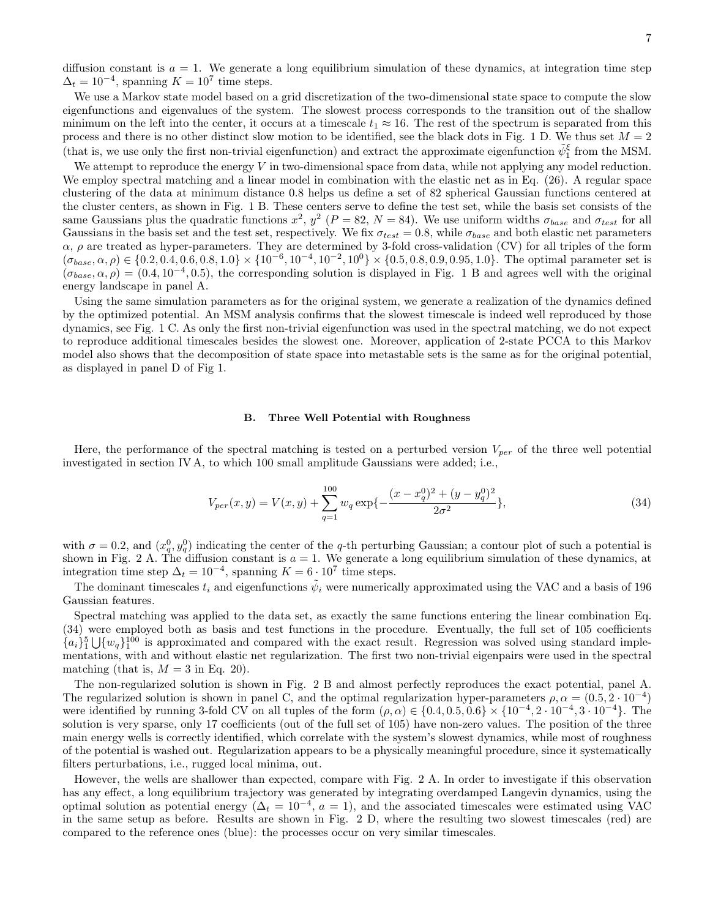diffusion constant is $a = 1$. We generate a long equilibrium simulation of these dynamics, at integration time step $\Delta_t = 10^{-4}$, spanning $K = 10^7$ time steps.

We use a Markov state model based on a grid discretization of the two-dimensional state space to compute the slow eigenfunctions and eigenvalues of the system. The slowest process corresponds to the transition out of the shallow minimum on the left into the center, it occurs at a timescale $t_1 \approx 16$. The rest of the spectrum is separated from this process and there is no other distinct slow motion to be identified, see the black dots in Fig. 1 D. We thus set $M = 2$ (that is, we use only the first non-trivial eigenfunction) and extract the approximate eigenfunction $\tilde{\psi}_1^\xi$ from the MSM.

We attempt to reproduce the energy $V$ in two-dimensional space from data, while not applying any model reduction. We employ spectral matching and a linear model in combination with the elastic net as in Eq. (26). A regular space clustering of the data at minimum distance 0.8 helps us define a set of 82 spherical Gaussian functions centered at the cluster centers, as shown in Fig. 1 B. These centers serve to define the test set, while the basis set consists of the same Gaussians plus the quadratic functions $x^2$, $y^2$ ($P = 82$, $N = 84$). We use uniform widths $\sigma_{base}$ and $\sigma_{test}$ for all Gaussians in the basis set and the test set, respectively. We fix $\sigma_{test} = 0.8$, while $\sigma_{base}$ and both elastic net parameters $\alpha$, $\rho$ are treated as hyper-parameters. They are determined by 3-fold cross-validation (CV) for all triples of the form $(\sigma_{base}, \alpha, \rho) \in \{0.2, 0.4, 0.6, 0.8, 1.0\} \times \{10^{-6}, 10^{-4}, 10^{-2}, 10^0\} \times \{0.5, 0.8, 0.9, 0.95, 1.0\}$. The optimal parameter set is $(\sigma_{base}, \alpha, \rho) = (0.4, 10^{-4}, 0.5)$, the corresponding solution is displayed in Fig. 1 B and agrees well with the original energy landscape in panel A.

Using the same simulation parameters as for the original system, we generate a realization of the dynamics defined by the optimized potential. An MSM analysis confirms that the slowest timescale is indeed well reproduced by those dynamics, see Fig. 1 C. As only the first non-trivial eigenfunction was used in the spectral matching, we do not expect to reproduce additional timescales besides the slowest one. Moreover, application of 2-state PCCA to this Markov model also shows that the decomposition of state space into metastable sets is the same as for the original potential, as displayed in panel D of Fig 1.

### B. Three Well Potential with Roughness

Here, the performance of the spectral matching is tested on a perturbed version $V_{per}$ of the three well potential investigated in section IV A, to which 100 small amplitude Gaussians were added; i.e.,

$$V_{per}(x, y) = V(x, y) + \sum_{q=1}^{100} w_q \exp\{-\frac{(x - x_q^0)^2 + (y - y_q^0)^2}{2\sigma^2}\}, \tag{34}$$

with $\sigma = 0.2$, and $(x_q^0, y_q^0)$ indicating the center of the $q$-th perturbing Gaussian; a contour plot of such a potential is shown in Fig. 2 A. The diffusion constant is $a = 1$. We generate a long equilibrium simulation of these dynamics, at integration time step $\Delta_t = 10^{-4}$, spanning $K = 6 \cdot 10^7$ time steps.

The dominant timescales $t_i$ and eigenfunctions $\tilde{\psi}_i$ were numerically approximated using the VAC and a basis of 196 Gaussian features.

Spectral matching was applied to the data set, as exactly the same functions entering the linear combination Eq. (34) were employed both as basis and test functions in the procedure. Eventually, the full set of 105 coefficients $\{a_i\}_1^5 \bigcup \{w_q\}_1^{100}$ is approximated and compared with the exact result. Regression was solved using standard implementations, with and without elastic net regularization. The first two non-trivial eigenpairs were used in the spectral matching (that is, $M = 3$ in Eq. 20).

The non-regularized solution is shown in Fig. 2 B and almost perfectly reproduces the exact potential, panel A. The regularized solution is shown in panel C, and the optimal regularization hyper-parameters $\rho, \alpha = (0.5, 2 \cdot 10^{-4})$ were identified by running 3-fold CV on all tuples of the form $(\rho, \alpha) \in \{0.4, 0.5, 0.6\} \times \{10^{-4}, 2 \cdot 10^{-4}, 3 \cdot 10^{-4}\}$. The solution is very sparse, only 17 coefficients (out of the full set of 105) have non-zero values. The position of the three main energy wells is correctly identified, which correlate with the system's slowest dynamics, while most of roughness of the potential is washed out. Regularization appears to be a physically meaningful procedure, since it systematically filters perturbations, i.e., rugged local minima, out.

However, the wells are shallower than expected, compare with Fig. 2 A. In order to investigate if this observation has any effect, a long equilibrium trajectory was generated by integrating overdamped Langevin dynamics, using the optimal solution as potential energy ($\Delta_t = 10^{-4}$, $a = 1$), and the associated timescales were estimated using VAC in the same setup as before. Results are shown in Fig. 2 D, where the resulting two slowest timescales (red) are compared to the reference ones (blue): the processes occur on very similar timescales.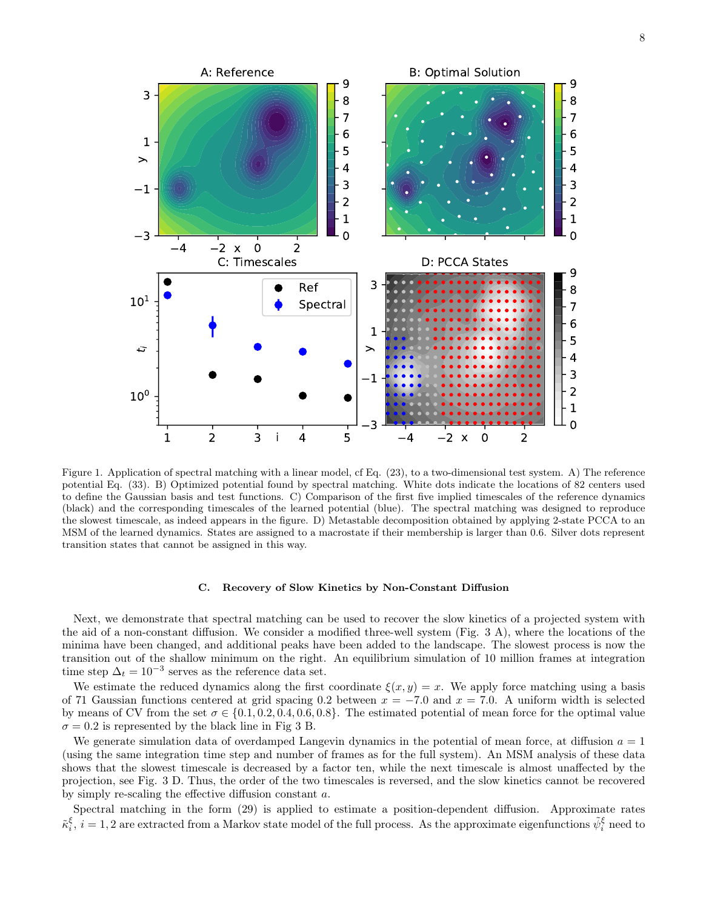Figure 1. Application of spectral matching with a linear model, cf Eq. (23), to a two-dimensional test system. A) The reference potential Eq. (33). B) Optimized potential found by spectral matching. White dots indicate the locations of 82 centers used to define the Gaussian basis and test functions. C) Comparison of the first five implied timescales of the reference dynamics (black) and the corresponding timescales of the learned potential (blue). The spectral matching was designed to reproduce the slowest timescale, as indeed appears in the figure. D) Metastable decomposition obtained by applying 2-state PCCA to an MSM of the learned dynamics. States are assigned to a macrostate if their membership is larger than 0.6. Silver dots represent transition states that cannot be assigned in this way.

### C. Recovery of Slow Kinetics by Non-Constant Diffusion

Next, we demonstrate that spectral matching can be used to recover the slow kinetics of a projected system with the aid of a non-constant diffusion. We consider a modified three-well system (Fig. 3 A), where the locations of the minima have been changed, and additional peaks have been added to the landscape. The slowest process is now the transition out of the shallow minimum on the right. An equilibrium simulation of 10 million frames at integration time step $\Delta_t = 10^{-3}$ serves as the reference data set.

We estimate the reduced dynamics along the first coordinate $\xi(x, y) = x$. We apply force matching using a basis of 71 Gaussian functions centered at grid spacing 0.2 between $x = -7.0$ and $x = 7.0$. A uniform width is selected by means of CV from the set $\sigma \in \{0.1, 0.2, 0.4, 0.6, 0.8\}$. The estimated potential of mean force for the optimal value $\sigma = 0.2$ is represented by the black line in Fig 3 B.

We generate simulation data of overdamped Langevin dynamics in the potential of mean force, at diffusion $a = 1$ (using the same integration time step and number of frames as for the full system). An MSM analysis of these data shows that the slowest timescale is decreased by a factor ten, while the next timescale is almost unaffected by the projection, see Fig. 3 D. Thus, the order of the two timescales is reversed, and the slow kinetics cannot be recovered by simply re-scaling the effective diffusion constant $a$.

Spectral matching in the form (29) is applied to estimate a position-dependent diffusion. Approximate rates $\tilde{\kappa}_i^\xi$, $i = 1, 2$ are extracted from a Markov state model of the full process. As the approximate eigenfunctions $\tilde{\psi}_i^\xi$ need to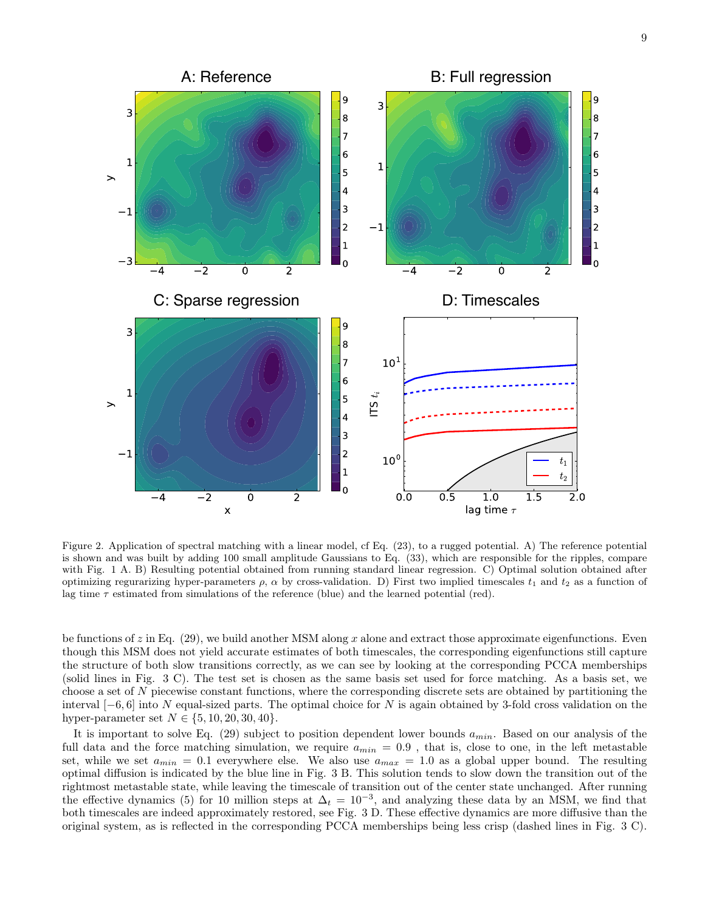Figure 2. Application of spectral matching with a linear model, cf Eq. (23), to a rugged potential. A) The reference potential is shown and was built by adding 100 small amplitude Gaussians to Eq. (33), which are responsible for the ripples, compare with Fig. 1 A. B) Resulting potential obtained from running standard linear regression. C) Optimal solution obtained after optimizing regurarizing hyper-parameters $\rho$, $\alpha$ by cross-validation. D) First two implied timescales $t_1$ and $t_2$ as a function of lag time $\tau$ estimated from simulations of the reference (blue) and the learned potential (red).

be functions of $z$ in Eq. (29), we build another MSM along $x$ alone and extract those approximate eigenfunctions. Even though this MSM does not yield accurate estimates of both timescales, the corresponding eigenfunctions still capture the structure of both slow transitions correctly, as we can see by looking at the corresponding PCCA memberships (solid lines in Fig. 3 C). The test set is chosen as the same basis set used for force matching. As a basis set, we choose a set of $N$ piecewise constant functions, where the corresponding discrete sets are obtained by partitioning the interval $[-6, 6]$ into $N$ equal-sized parts. The optimal choice for $N$ is again obtained by 3-fold cross validation on the hyper-parameter set $N \in \{5, 10, 20, 30, 40\}$.

It is important to solve Eq. (29) subject to position dependent lower bounds $a_{min}$. Based on our analysis of the full data and the force matching simulation, we require $a_{min} = 0.9$ , that is, close to one, in the left metastable set, while we set $a_{min} = 0.1$ everywhere else. We also use $a_{max} = 1.0$ as a global upper bound. The resulting optimal diffusion is indicated by the blue line in Fig. 3 B. This solution tends to slow down the transition out of the rightmost metastable state, while leaving the timescale of transition out of the center state unchanged. After running the effective dynamics (5) for 10 million steps at $\Delta_t = 10^{-3}$, and analyzing these data by an MSM, we find that both timescales are indeed approximately restored, see Fig. 3 D. These effective dynamics are more diffusive than the original system, as is reflected in the corresponding PCCA memberships being less crisp (dashed lines in Fig. 3 C).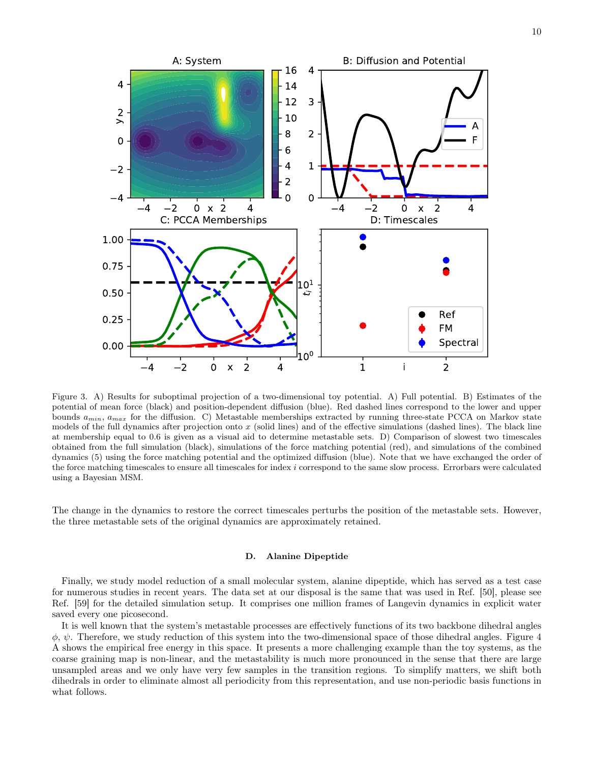Figure 3. A) Results for suboptimal projection of a two-dimensional toy potential. A) Full potential. B) Estimates of the potential of mean force (black) and position-dependent diffusion (blue). Red dashed lines correspond to the lower and upper bounds $a_{min}$, $a_{max}$ for the diffusion. C) Metastable memberships extracted by running three-state PCCA on Markov state models of the full dynamics after projection onto $x$ (solid lines) and of the effective simulations (dashed lines). The black line at membership equal to 0.6 is given as a visual aid to determine metastable sets. D) Comparison of slowest two timescales obtained from the full simulation (black), simulations of the force matching potential (red), and simulations of the combined dynamics (5) using the force matching potential and the optimized diffusion (blue). Note that we have exchanged the order of the force matching timescales to ensure all timescales for index $i$ correspond to the same slow process. Errorbars were calculated using a Bayesian MSM.

The change in the dynamics to restore the correct timescales perturbs the position of the metastable sets. However, the three metastable sets of the original dynamics are approximately retained.

### D. Alanine Dipeptide

Finally, we study model reduction of a small molecular system, alanine dipeptide, which has served as a test case for numerous studies in recent years. The data set at our disposal is the same that was used in Ref. [50], please see Ref. [59] for the detailed simulation setup. It comprises one million frames of Langevin dynamics in explicit water saved every one picosecond.

It is well known that the system's metastable processes are effectively functions of its two backbone dihedral angles $\phi$, $\psi$. Therefore, we study reduction of this system into the two-dimensional space of those dihedral angles. Figure 4 A shows the empirical free energy in this space. It presents a more challenging example than the toy systems, as the coarse graining map is non-linear, and the metastability is much more pronounced in the sense that there are large unsampled areas and we only have very few samples in the transition regions. To simplify matters, we shift both dihedrals in order to eliminate almost all periodicity from this representation, and use non-periodic basis functions in what follows.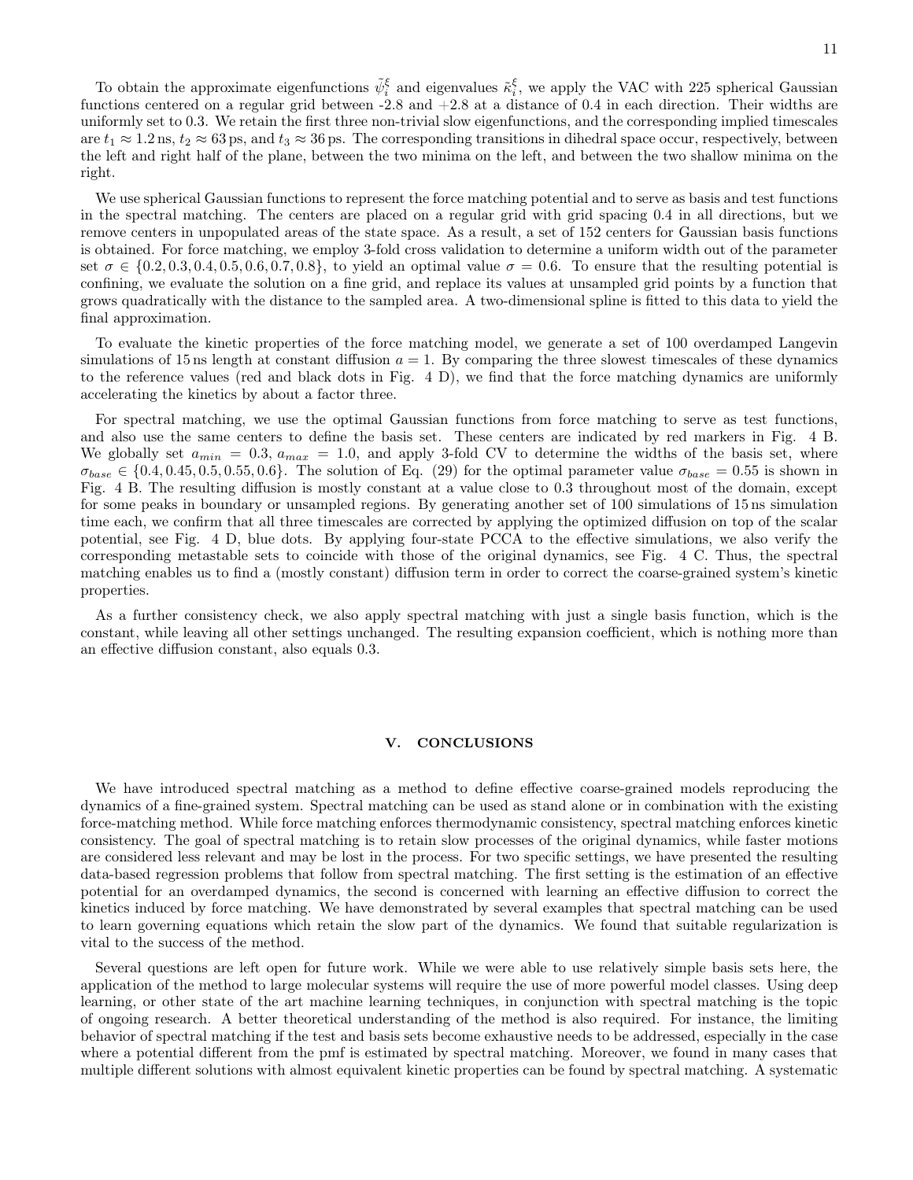To obtain the approximate eigenfunctions $\tilde{\psi}_i^\xi$ and eigenvalues $\tilde{\kappa}_i^\xi$, we apply the VAC with 225 spherical Gaussian functions centered on a regular grid between -2.8 and +2.8 at a distance of 0.4 in each direction. Their widths are uniformly set to 0.3. We retain the first three non-trivial slow eigenfunctions, and the corresponding implied timescales are $t_1 \approx 1.2\,\mathrm{ns}$, $t_2 \approx 63\,\mathrm{ps}$, and $t_3 \approx 36\,\mathrm{ps}$. The corresponding transitions in dihedral space occur, respectively, between the left and right half of the plane, between the two minima on the left, and between the two shallow minima on the right.

We use spherical Gaussian functions to represent the force matching potential and to serve as basis and test functions in the spectral matching. The centers are placed on a regular grid with grid spacing 0.4 in all directions, but we remove centers in unpopulated areas of the state space. As a result, a set of 152 centers for Gaussian basis functions is obtained. For force matching, we employ 3-fold cross validation to determine a uniform width out of the parameter set $\sigma \in \{0.2, 0.3, 0.4, 0.5, 0.6, 0.7, 0.8\}$, to yield an optimal value $\sigma = 0.6$. To ensure that the resulting potential is confining, we evaluate the solution on a fine grid, and replace its values at unsampled grid points by a function that grows quadratically with the distance to the sampled area. A two-dimensional spline is fitted to this data to yield the final approximation.

To evaluate the kinetic properties of the force matching model, we generate a set of 100 overdamped Langevin simulations of 15 ns length at constant diffusion $a = 1$. By comparing the three slowest timescales of these dynamics to the reference values (red and black dots in Fig. 4 D), we find that the force matching dynamics are uniformly accelerating the kinetics by about a factor three.

For spectral matching, we use the optimal Gaussian functions from force matching to serve as test functions, and also use the same centers to define the basis set. These centers are indicated by red markers in Fig. 4 B. We globally set $a_{min} = 0.3$, $a_{max} = 1.0$, and apply 3-fold CV to determine the widths of the basis set, where $\sigma_{base} \in \{0.4, 0.45, 0.5, 0.55, 0.6\}$. The solution of Eq. (29) for the optimal parameter value $\sigma_{base} = 0.55$ is shown in Fig. 4 B. The resulting diffusion is mostly constant at a value close to 0.3 throughout most of the domain, except for some peaks in boundary or unsampled regions. By generating another set of 100 simulations of 15 ns simulation time each, we confirm that all three timescales are corrected by applying the optimized diffusion on top of the scalar potential, see Fig. 4 D, blue dots. By applying four-state PCCA to the effective simulations, we also verify the corresponding metastable sets to coincide with those of the original dynamics, see Fig. 4 C. Thus, the spectral matching enables us to find a (mostly constant) diffusion term in order to correct the coarse-grained system's kinetic properties.

As a further consistency check, we also apply spectral matching with just a single basis function, which is the constant, while leaving all other settings unchanged. The resulting expansion coefficient, which is nothing more than an effective diffusion constant, also equals 0.3.

## V. CONCLUSIONS

We have introduced spectral matching as a method to define effective coarse-grained models reproducing the dynamics of a fine-grained system. Spectral matching can be used as stand alone or in combination with the existing force-matching method. While force matching enforces thermodynamic consistency, spectral matching enforces kinetic consistency. The goal of spectral matching is to retain slow processes of the original dynamics, while faster motions are considered less relevant and may be lost in the process. For two specific settings, we have presented the resulting data-based regression problems that follow from spectral matching. The first setting is the estimation of an effective potential for an overdamped dynamics, the second is concerned with learning an effective diffusion to correct the kinetics induced by force matching. We have demonstrated by several examples that spectral matching can be used to learn governing equations which retain the slow part of the dynamics. We found that suitable regularization is vital to the success of the method.

Several questions are left open for future work. While we were able to use relatively simple basis sets here, the application of the method to large molecular systems will require the use of more powerful model classes. Using deep learning, or other state of the art machine learning techniques, in conjunction with spectral matching is the topic of ongoing research. A better theoretical understanding of the method is also required. For instance, the limiting behavior of spectral matching if the test and basis sets become exhaustive needs to be addressed, especially in the case where a potential different from the pmf is estimated by spectral matching. Moreover, we found in many cases that multiple different solutions with almost equivalent kinetic properties can be found by spectral matching. A systematic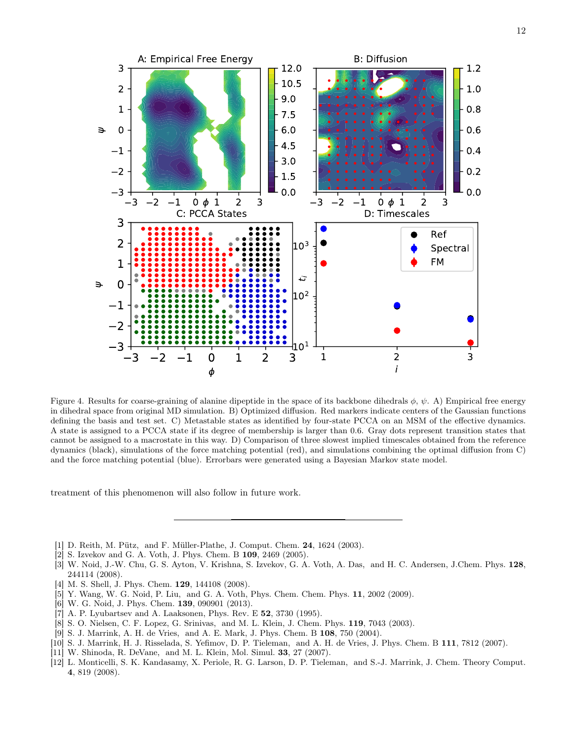Figure 4. Results for coarse-graining of alanine dipeptide in the space of its backbone dihedrals $\phi$, $\psi$. A) Empirical free energy in dihedral space from original MD simulation. B) Optimized diffusion. Red markers indicate centers of the Gaussian functions defining the basis and test set. C) Metastable states as identified by four-state PCCA on an MSM of the effective dynamics. A state is assigned to a PCCA state if its degree of membership is larger than 0.6. Gray dots represent transition states that cannot be assigned to a macrostate in this way. D) Comparison of three slowest implied timescales obtained from the reference dynamics (black), simulations of the force matching potential (red), and simulations combining the optimal diffusion from C) and the force matching potential (blue). Errorbars were generated using a Bayesian Markov state model.

treatment of this phenomenon will also follow in future work.

---

[1] D. Reith, M. Pütz, and F. Müller-Plathe, J. Comput. Chem. **24**, 1624 (2003).
[2] S. Izvekov and G. A. Voth, J. Phys. Chem. B **109**, 2469 (2005).
[3] W. Noid, J.-W. Chu, G. S. Ayton, V. Krishna, S. Izvekov, G. A. Voth, A. Das, and H. C. Andersen, J.Chem. Phys. **128**, 244114 (2008).
[4] M. S. Shell, J. Phys. Chem. **129**, 144108 (2008).
[5] Y. Wang, W. G. Noid, P. Liu, and G. A. Voth, Phys. Chem. Chem. Phys. **11**, 2002 (2009).
[6] W. G. Noid, J. Phys. Chem. **139**, 090901 (2013).
[7] A. P. Lyubartsev and A. Laaksonen, Phys. Rev. E **52**, 3730 (1995).
[8] S. O. Nielsen, C. F. Lopez, G. Srinivas, and M. L. Klein, J. Chem. Phys. **119**, 7043 (2003).
[9] S. J. Marrink, A. H. de Vries, and A. E. Mark, J. Phys. Chem. B **108**, 750 (2004).
[10] S. J. Marrink, H. J. Risselada, S. Yefimov, D. P. Tieleman, and A. H. de Vries, J. Phys. Chem. B **111**, 7812 (2007).
[11] W. Shinoda, R. DeVane, and M. L. Klein, Mol. Simul. **33**, 27 (2007).
[12] L. Monticelli, S. K. Kandasamy, X. Periole, R. G. Larson, D. P. Tieleman, and S.-J. Marrink, J. Chem. Theory Comput. **4**, 819 (2008).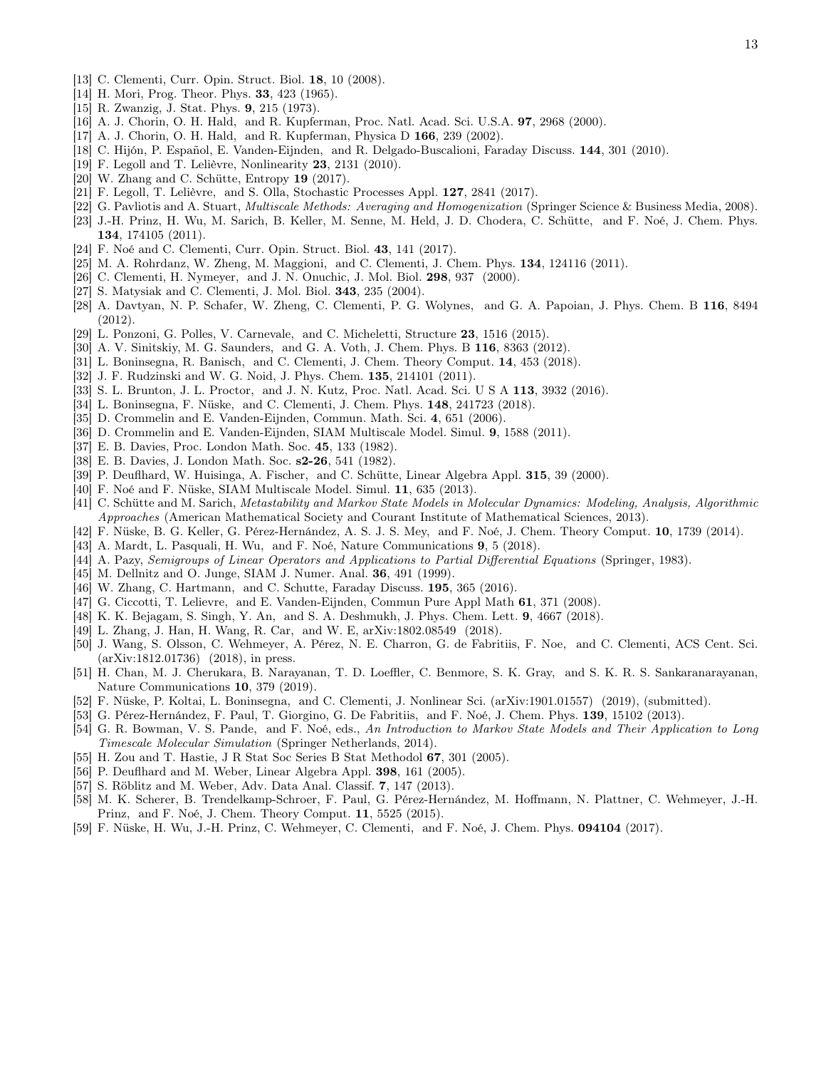[13] C. Clementi, Curr. Opin. Struct. Biol. **18**, 10 (2008).
[14] H. Mori, Prog. Theor. Phys. **33**, 423 (1965).
[15] R. Zwanzig, J. Stat. Phys. **9**, 215 (1973).
[16] A. J. Chorin, O. H. Hald, and R. Kupferman, Proc. Natl. Acad. Sci. U.S.A. **97**, 2968 (2000).
[17] A. J. Chorin, O. H. Hald, and R. Kupferman, Physica D **166**, 239 (2002).
[18] C. Hijón, P. Español, E. Vanden-Eijnden, and R. Delgado-Buscalioni, Faraday Discuss. **144**, 301 (2010).
[19] F. Legoll and T. Lelièvre, Nonlinearity **23**, 2131 (2010).
[20] W. Zhang and C. Schütte, Entropy **19** (2017).
[21] F. Legoll, T. Lelièvre, and S. Olla, Stochastic Processes Appl. **127**, 2841 (2017).
[22] G. Pavliotis and A. Stuart, *Multiscale Methods: Averaging and Homogenization* (Springer Science & Business Media, 2008).
[23] J.-H. Prinz, H. Wu, M. Sarich, B. Keller, M. Senne, M. Held, J. D. Chodera, C. Schütte, and F. Noé, J. Chem. Phys. **134**, 174105 (2011).
[24] F. Noé and C. Clementi, Curr. Opin. Struct. Biol. **43**, 141 (2017).
[25] M. A. Rohrdanz, W. Zheng, M. Maggioni, and C. Clementi, J. Chem. Phys. **134**, 124116 (2011).
[26] C. Clementi, H. Nymeyer, and J. N. Onuchic, J. Mol. Biol. **298**, 937 (2000).
[27] S. Matysiak and C. Clementi, J. Mol. Biol. **343**, 235 (2004).
[28] A. Davtyan, N. P. Schafer, W. Zheng, C. Clementi, P. G. Wolynes, and G. A. Papoian, J. Phys. Chem. B **116**, 8494 (2012).
[29] L. Ponzoni, G. Polles, V. Carnevale, and C. Micheletti, Structure **23**, 1516 (2015).
[30] A. V. Sinitskiy, M. G. Saunders, and G. A. Voth, J. Chem. Phys. B **116**, 8363 (2012).
[31] L. Boninsegna, R. Banisch, and C. Clementi, J. Chem. Theory Comput. **14**, 453 (2018).
[32] J. F. Rudzinski and W. G. Noid, J. Phys. Chem. **135**, 214101 (2011).
[33] S. L. Brunton, J. L. Proctor, and J. N. Kutz, Proc. Natl. Acad. Sci. U S A **113**, 3932 (2016).
[34] L. Boninsegna, F. Nüske, and C. Clementi, J. Chem. Phys. **148**, 241723 (2018).
[35] D. Crommelin and E. Vanden-Eijnden, Commun. Math. Sci. **4**, 651 (2006).
[36] D. Crommelin and E. Vanden-Eijnden, SIAM Multiscale Model. Simul. **9**, 1588 (2011).
[37] E. B. Davies, Proc. London Math. Soc. **45**, 133 (1982).
[38] E. B. Davies, J. London Math. Soc. **s2-26**, 541 (1982).
[39] P. Deuflhard, W. Huisinga, A. Fischer, and C. Schütte, Linear Algebra Appl. **315**, 39 (2000).
[40] F. Noé and F. Nüske, SIAM Multiscale Model. Simul. **11**, 635 (2013).
[41] C. Schütte and M. Sarich, *Metastability and Markov State Models in Molecular Dynamics: Modeling, Analysis, Algorithmic Approaches* (American Mathematical Society and Courant Institute of Mathematical Sciences, 2013).
[42] F. Nüske, B. G. Keller, G. Pérez-Hernández, A. S. J. S. Mey, and F. Noé, J. Chem. Theory Comput. **10**, 1739 (2014).
[43] A. Mardt, L. Pasquali, H. Wu, and F. Noé, Nature Communications **9**, 5 (2018).
[44] A. Pazy, *Semigroups of Linear Operators and Applications to Partial Differential Equations* (Springer, 1983).
[45] M. Dellnitz and O. Junge, SIAM J. Numer. Anal. **36**, 491 (1999).
[46] W. Zhang, C. Hartmann, and C. Schutte, Faraday Discuss. **195**, 365 (2016).
[47] G. Ciccotti, T. Lelievre, and E. Vanden-Eijnden, Commun Pure Appl Math **61**, 371 (2008).
[48] K. K. Bejagam, S. Singh, Y. An, and S. A. Deshmukh, J. Phys. Chem. Lett. **9**, 4667 (2018).
[49] L. Zhang, J. Han, H. Wang, R. Car, and W. E, arXiv:1802.08549 (2018).
[50] J. Wang, S. Olsson, C. Wehmeyer, A. Pérez, N. E. Charron, G. de Fabritiis, F. Noe, and C. Clementi, ACS Cent. Sci. (arXiv:1812.01736) (2018), in press.
[51] H. Chan, M. J. Cherukara, B. Narayanan, T. D. Loeffler, C. Benmore, S. K. Gray, and S. K. R. S. Sankaranarayanan, Nature Communications **10**, 379 (2019).
[52] F. Nüske, P. Koltai, L. Boninsegna, and C. Clementi, J. Nonlinear Sci. (arXiv:1901.01557) (2019), (submitted).
[53] G. Pérez-Hernández, F. Paul, T. Giorgino, G. De Fabritiis, and F. Noé, J. Chem. Phys. **139**, 15102 (2013).
[54] G. R. Bowman, V. S. Pande, and F. Noé, eds., *An Introduction to Markov State Models and Their Application to Long Timescale Molecular Simulation* (Springer Netherlands, 2014).
[55] H. Zou and T. Hastie, J R Stat Soc Series B Stat Methodol **67**, 301 (2005).
[56] P. Deuflhard and M. Weber, Linear Algebra Appl. **398**, 161 (2005).
[57] S. Röblitz and M. Weber, Adv. Data Anal. Classif. **7**, 147 (2013).
[58] M. K. Scherer, B. Trendelkamp-Schroer, F. Paul, G. Pérez-Hernández, M. Hoffmann, N. Plattner, C. Wehmeyer, J.-H. Prinz, and F. Noé, J. Chem. Theory Comput. **11**, 5525 (2015).
[59] F. Nüske, H. Wu, J.-H. Prinz, C. Wehmeyer, C. Clementi, and F. Noé, J. Chem. Phys. **094104** (2017).